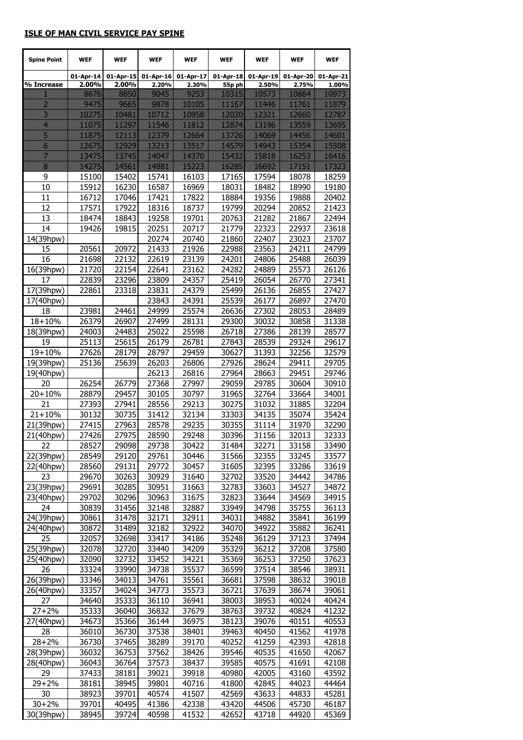## ISLE OF MAN CIVIL SERVICE PAY SPINE

| Spine Point | WEF | WEF | WEF | WEF | WEF | WEF | WEF | WEF |
|---|---|---|---|---|---|---|---|---|
| | 01-Apr-14 | 01-Apr-15 | 01-Apr-16 | 01-Apr-17 | 01-Apr-18 | 01-Apr-19 | 01-Apr-20 | 01-Apr-21 |
| % Increase | 2.00% | 2.00% | 2.20% | 2.30% | 55p ph | 2.50% | 2.75% | 1.00% |
| 1 | 8676 | 8850 | 9045 | 9253 | 10315 | 10573 | 10864 | 10973 |
| 2 | 9475 | 9665 | 9878 | 10105 | 11167 | 11446 | 11761 | 11879 |
| 3 | 10275 | 10481 | 10712 | 10958 | 12020 | 12321 | 12660 | 12787 |
| 4 | 11075 | 11297 | 11546 | 11812 | 12874 | 13196 | 13559 | 13695 |
| 5 | 11875 | 12113 | 12379 | 12664 | 13726 | 14069 | 14456 | 14601 |
| 6 | 12675 | 12929 | 13213 | 13517 | 14579 | 14943 | 15354 | 15508 |
| 7 | 13475 | 13745 | 14047 | 14370 | 15432 | 15818 | 16253 | 16416 |
| 8 | 14275 | 14561 | 14881 | 15223 | 16285 | 16692 | 17151 | 17323 |
| 9 | 15100 | 15402 | 15741 | 16103 | 17165 | 17594 | 18078 | 18259 |
| 10 | 15912 | 16230 | 16587 | 16969 | 18031 | 18482 | 18990 | 19180 |
| 11 | 16712 | 17046 | 17421 | 17822 | 18884 | 19356 | 19888 | 20402 |
| 12 | 17571 | 17922 | 18316 | 18737 | 19799 | 20294 | 20852 | 21423 |
| 13 | 18474 | 18843 | 19258 | 19701 | 20763 | 21282 | 21867 | 22494 |
| 14 | 19426 | 19815 | 20251 | 20717 | 21779 | 22323 | 22937 | 23618 |
| 14(39hpw) | | | 20274 | 20740 | 21860 | 22407 | 23023 | 23707 |
| 15 | 20561 | 20972 | 21433 | 21926 | 22988 | 23563 | 24211 | 24799 |
| 16 | 21698 | 22132 | 22619 | 23139 | 24201 | 24806 | 25488 | 26039 |
| 16(39hpw) | 21720 | 22154 | 22641 | 23162 | 24282 | 24889 | 25573 | 26126 |
| 17 | 22839 | 23296 | 23809 | 24357 | 25419 | 26054 | 26770 | 27341 |
| 17(39hpw) | 22861 | 23318 | 23831 | 24379 | 25499 | 26136 | 26855 | 27427 |
| 17(40hpw) | | | 23843 | 24391 | 25539 | 26177 | 26897 | 27470 |
| 18 | 23981 | 24461 | 24999 | 25574 | 26636 | 27302 | 28053 | 28489 |
| 18+10% | 26379 | 26907 | 27499 | 28131 | 29300 | 30032 | 30858 | 31338 |
| 18(39hpw) | 24003 | 24483 | 25022 | 25598 | 26718 | 27386 | 28139 | 28577 |
| 19 | 25113 | 25615 | 26179 | 26781 | 27843 | 28539 | 29324 | 29617 |
| 19+10% | 27626 | 28179 | 28797 | 29459 | 30627 | 31393 | 32256 | 32579 |
| 19(39hpw) | 25136 | 25639 | 26203 | 26806 | 27926 | 28624 | 29411 | 29705 |
| 19(40hpw) | | | 26213 | 26816 | 27964 | 28663 | 29451 | 29746 |
| 20 | 26254 | 26779 | 27368 | 27997 | 29059 | 29785 | 30604 | 30910 |
| 20+10% | 28879 | 29457 | 30105 | 30797 | 31965 | 32764 | 33664 | 34001 |
| 21 | 27393 | 27941 | 28556 | 29213 | 30275 | 31032 | 31885 | 32204 |
| 21+10% | 30132 | 30735 | 31412 | 32134 | 33303 | 34135 | 35074 | 35424 |
| 21(39hpw) | 27415 | 27963 | 28578 | 29235 | 30355 | 31114 | 31970 | 32290 |
| 21(40hpw) | 27426 | 27975 | 28590 | 29248 | 30396 | 31156 | 32013 | 32333 |
| 22 | 28527 | 29098 | 29738 | 30422 | 31484 | 32271 | 33158 | 33490 |
| 22(39hpw) | 28549 | 29120 | 29761 | 30446 | 31566 | 32355 | 33245 | 33577 |
| 22(40hpw) | 28560 | 29131 | 29772 | 30457 | 31605 | 32395 | 33286 | 33619 |
| 23 | 29670 | 30263 | 30929 | 31640 | 32702 | 33520 | 34442 | 34786 |
| 23(39hpw) | 29691 | 30285 | 30951 | 31663 | 32783 | 33603 | 34527 | 34872 |
| 23(40hpw) | 29702 | 30296 | 30963 | 31675 | 32823 | 33644 | 34569 | 34915 |
| 24 | 30839 | 31456 | 32148 | 32887 | 33949 | 34798 | 35755 | 36113 |
| 24(39hpw) | 30861 | 31478 | 32171 | 32911 | 34031 | 34882 | 35841 | 36199 |
| 24(40hpw) | 30872 | 31489 | 32182 | 32922 | 34070 | 34922 | 35882 | 36241 |
| 25 | 32057 | 32698 | 33417 | 34186 | 35248 | 36129 | 37123 | 37494 |
| 25(39hpw) | 32078 | 32720 | 33440 | 34209 | 35329 | 36212 | 37208 | 37580 |
| 25(40hpw) | 32090 | 32732 | 33452 | 34221 | 35369 | 36253 | 37250 | 37623 |
| 26 | 33324 | 33990 | 34738 | 35537 | 36599 | 37514 | 38546 | 38931 |
| 26(39hpw) | 33346 | 34013 | 34761 | 35561 | 36681 | 37598 | 38632 | 39018 |
| 26(40hpw) | 33357 | 34024 | 34773 | 35573 | 36721 | 37639 | 38674 | 39061 |
| 27 | 34640 | 35333 | 36110 | 36941 | 38003 | 38953 | 40024 | 40424 |
| 27+2% | 35333 | 36040 | 36832 | 37679 | 38763 | 39732 | 40824 | 41232 |
| 27(40hpw) | 34673 | 35366 | 36144 | 36975 | 38123 | 39076 | 40151 | 40553 |
| 28 | 36010 | 36730 | 37538 | 38401 | 39463 | 40450 | 41562 | 41978 |
| 28+2% | 36730 | 37465 | 38289 | 39170 | 40252 | 41259 | 42393 | 42818 |
| 28(39hpw) | 36032 | 36753 | 37562 | 38426 | 39546 | 40535 | 41650 | 42067 |
| 28(40hpw) | 36043 | 36764 | 37573 | 38437 | 39585 | 40575 | 41691 | 42108 |
| 29 | 37433 | 38181 | 39021 | 39918 | 40980 | 42005 | 43160 | 43592 |
| 29+2% | 38181 | 38945 | 39801 | 40716 | 41800 | 42845 | 44023 | 44464 |
| 30 | 38923 | 39701 | 40574 | 41507 | 42569 | 43633 | 44833 | 45281 |
| 30+2% | 39701 | 40495 | 41386 | 42338 | 43420 | 44506 | 45730 | 46187 |
| 30(39hpw) | 38945 | 39724 | 40598 | 41532 | 42652 | 43718 | 44920 | 45369 |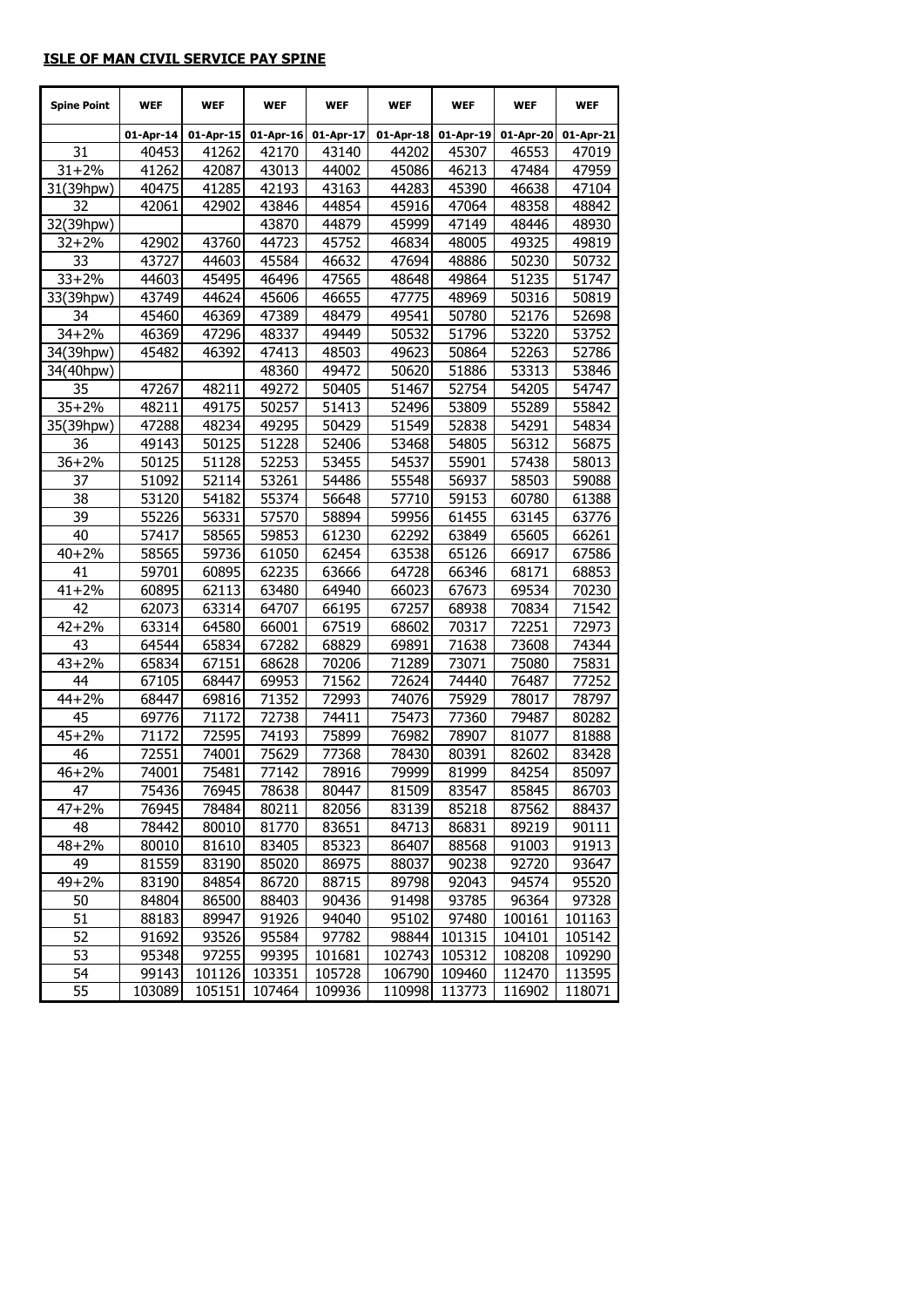**ISLE OF MAN CIVIL SERVICE PAY SPINE**

| Spine Point | WEF | WEF | WEF | WEF | WEF | WEF | WEF | WEF |
|---|---|---|---|---|---|---|---|---|
| | 01-Apr-14 | 01-Apr-15 | 01-Apr-16 | 01-Apr-17 | 01-Apr-18 | 01-Apr-19 | 01-Apr-20 | 01-Apr-21 |
| 31 | 40453 | 41262 | 42170 | 43140 | 44202 | 45307 | 46553 | 47019 |
| 31+2% | 41262 | 42087 | 43013 | 44002 | 45086 | 46213 | 47484 | 47959 |
| 31(39hpw) | 40475 | 41285 | 42193 | 43163 | 44283 | 45390 | 46638 | 47104 |
| 32 | 42061 | 42902 | 43846 | 44854 | 45916 | 47064 | 48358 | 48842 |
| 32(39hpw) | | | 43870 | 44879 | 45999 | 47149 | 48446 | 48930 |
| 32+2% | 42902 | 43760 | 44723 | 45752 | 46834 | 48005 | 49325 | 49819 |
| 33 | 43727 | 44603 | 45584 | 46632 | 47694 | 48886 | 50230 | 50732 |
| 33+2% | 44603 | 45495 | 46496 | 47565 | 48648 | 49864 | 51235 | 51747 |
| 33(39hpw) | 43749 | 44624 | 45606 | 46655 | 47775 | 48969 | 50316 | 50819 |
| 34 | 45460 | 46369 | 47389 | 48479 | 49541 | 50780 | 52176 | 52698 |
| 34+2% | 46369 | 47296 | 48337 | 49449 | 50532 | 51796 | 53220 | 53752 |
| 34(39hpw) | 45482 | 46392 | 47413 | 48503 | 49623 | 50864 | 52263 | 52786 |
| 34(40hpw) | | | 48360 | 49472 | 50620 | 51886 | 53313 | 53846 |
| 35 | 47267 | 48211 | 49272 | 50405 | 51467 | 52754 | 54205 | 54747 |
| 35+2% | 48211 | 49175 | 50257 | 51413 | 52496 | 53809 | 55289 | 55842 |
| 35(39hpw) | 47288 | 48234 | 49295 | 50429 | 51549 | 52838 | 54291 | 54834 |
| 36 | 49143 | 50125 | 51228 | 52406 | 53468 | 54805 | 56312 | 56875 |
| 36+2% | 50125 | 51128 | 52253 | 53455 | 54537 | 55901 | 57438 | 58013 |
| 37 | 51092 | 52114 | 53261 | 54486 | 55548 | 56937 | 58503 | 59088 |
| 38 | 53120 | 54182 | 55374 | 56648 | 57710 | 59153 | 60780 | 61388 |
| 39 | 55226 | 56331 | 57570 | 58894 | 59956 | 61455 | 63145 | 63776 |
| 40 | 57417 | 58565 | 59853 | 61230 | 62292 | 63849 | 65605 | 66261 |
| 40+2% | 58565 | 59736 | 61050 | 62454 | 63538 | 65126 | 66917 | 67586 |
| 41 | 59701 | 60895 | 62235 | 63666 | 64728 | 66346 | 68171 | 68853 |
| 41+2% | 60895 | 62113 | 63480 | 64940 | 66023 | 67673 | 69534 | 70230 |
| 42 | 62073 | 63314 | 64707 | 66195 | 67257 | 68938 | 70834 | 71542 |
| 42+2% | 63314 | 64580 | 66001 | 67519 | 68602 | 70317 | 72251 | 72973 |
| 43 | 64544 | 65834 | 67282 | 68829 | 69891 | 71638 | 73608 | 74344 |
| 43+2% | 65834 | 67151 | 68628 | 70206 | 71289 | 73071 | 75080 | 75831 |
| 44 | 67105 | 68447 | 69953 | 71562 | 72624 | 74440 | 76487 | 77252 |
| 44+2% | 68447 | 69816 | 71352 | 72993 | 74076 | 75929 | 78017 | 78797 |
| 45 | 69776 | 71172 | 72738 | 74411 | 75473 | 77360 | 79487 | 80282 |
| 45+2% | 71172 | 72595 | 74193 | 75899 | 76982 | 78907 | 81077 | 81888 |
| 46 | 72551 | 74001 | 75629 | 77368 | 78430 | 80391 | 82602 | 83428 |
| 46+2% | 74001 | 75481 | 77142 | 78916 | 79999 | 81999 | 84254 | 85097 |
| 47 | 75436 | 76945 | 78638 | 80447 | 81509 | 83547 | 85845 | 86703 |
| 47+2% | 76945 | 78484 | 80211 | 82056 | 83139 | 85218 | 87562 | 88437 |
| 48 | 78442 | 80010 | 81770 | 83651 | 84713 | 86831 | 89219 | 90111 |
| 48+2% | 80010 | 81610 | 83405 | 85323 | 86407 | 88568 | 91003 | 91913 |
| 49 | 81559 | 83190 | 85020 | 86975 | 88037 | 90238 | 92720 | 93647 |
| 49+2% | 83190 | 84854 | 86720 | 88715 | 89798 | 92043 | 94574 | 95520 |
| 50 | 84804 | 86500 | 88403 | 90436 | 91498 | 93785 | 96364 | 97328 |
| 51 | 88183 | 89947 | 91926 | 94040 | 95102 | 97480 | 100161 | 101163 |
| 52 | 91692 | 93526 | 95584 | 97782 | 98844 | 101315 | 104101 | 105142 |
| 53 | 95348 | 97255 | 99395 | 101681 | 102743 | 105312 | 108208 | 109290 |
| 54 | 99143 | 101126 | 103351 | 105728 | 106790 | 109460 | 112470 | 113595 |
| 55 | 103089 | 105151 | 107464 | 109936 | 110998 | 113773 | 116902 | 118071 |